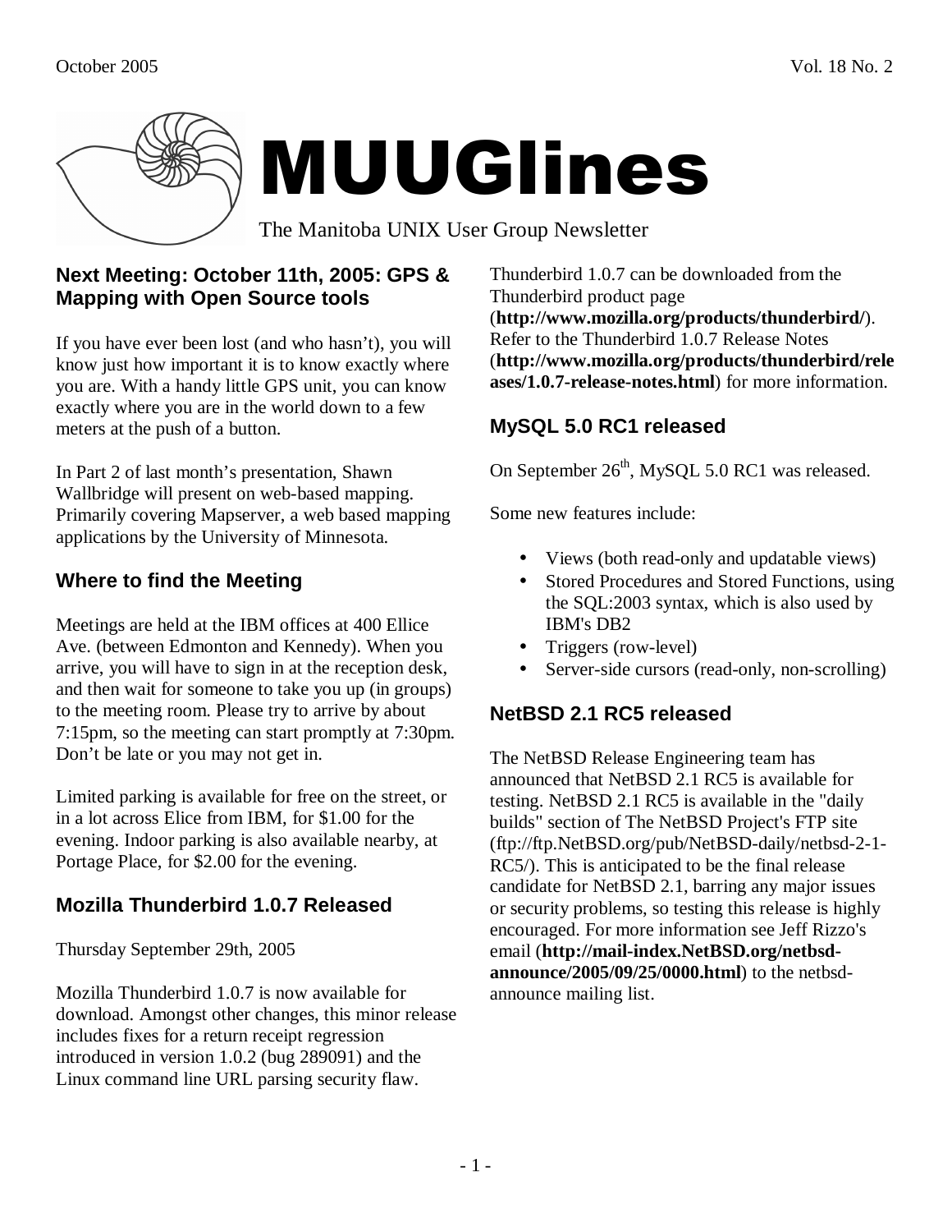# MUUGlines

The Manitoba UNIX User Group Newsletter

## Next Meeting: October 11th, 2005: GPS & Mapping with Open Source tools

If you have ever been lost (and who hasn't), you will know just how important it is to know exactly where you are. With a handy little GPS unit, you can know exactly where you are in the world down to a few meters at the push of a button.

In Part 2 of last month's presentation, Shawn Wallbridge will present on web-based mapping. Primarily covering Mapserver, a web based mapping applications by the University of Minnesota.

## Where to find the Meeting

Meetings are held at the IBM offices at 400 Ellice Ave. (between Edmonton and Kennedy). When you arrive, you will have to sign in at the reception desk, and then wait for someone to take you up (in groups) to the meeting room. Please try to arrive by about 7:15pm, so the meeting can start promptly at 7:30pm. Don't be late or you may not get in.

Limited parking is available for free on the street, or in a lot across Elice from IBM, for $1.00 for the evening. Indoor parking is also available nearby, at Portage Place, for $2.00 for the evening.

## Mozilla Thunderbird 1.0.7 Released

Thursday September 29th, 2005

Mozilla Thunderbird 1.0.7 is now available for download. Amongst other changes, this minor release includes fixes for a return receipt regression introduced in version 1.0.2 (bug 289091) and the Linux command line URL parsing security flaw.

Thunderbird 1.0.7 can be downloaded from the Thunderbird product page (**http://www.mozilla.org/products/thunderbird/**). Refer to the Thunderbird 1.0.7 Release Notes (**http://www.mozilla.org/products/thunderbird/releases/1.0.7-release-notes.html**) for more information.

## MySQL 5.0 RC1 released

On September 26th, MySQL 5.0 RC1 was released.

Some new features include:

- Views (both read-only and updatable views)
- Stored Procedures and Stored Functions, using the SQL:2003 syntax, which is also used by IBM's DB2
- Triggers (row-level)
- Server-side cursors (read-only, non-scrolling)

## NetBSD 2.1 RC5 released

The NetBSD Release Engineering team has announced that NetBSD 2.1 RC5 is available for testing. NetBSD 2.1 RC5 is available in the "daily builds" section of The NetBSD Project's FTP site (ftp://ftp.NetBSD.org/pub/NetBSD-daily/netbsd-2-1-RC5/). This is anticipated to be the final release candidate for NetBSD 2.1, barring any major issues or security problems, so testing this release is highly encouraged. For more information see Jeff Rizzo's email (**http://mail-index.NetBSD.org/netbsd-announce/2005/09/25/0000.html**) to the netbsd-announce mailing list.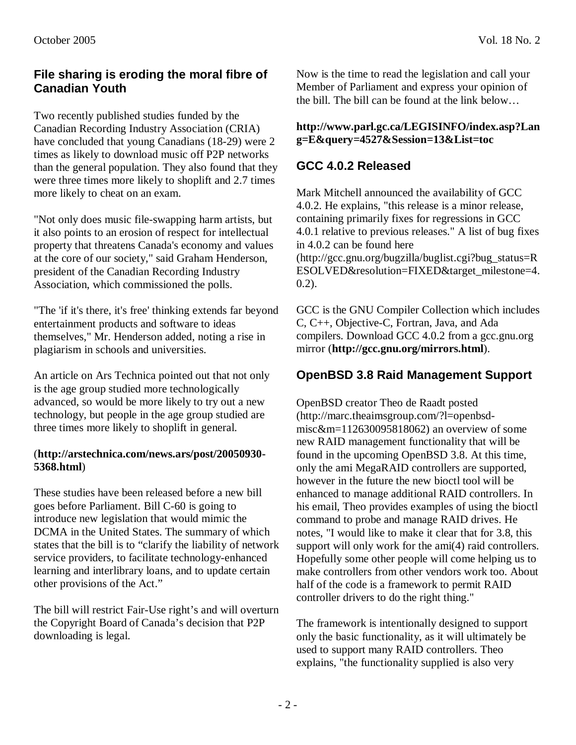## File sharing is eroding the moral fibre of Canadian Youth

Two recently published studies funded by the Canadian Recording Industry Association (CRIA) have concluded that young Canadians (18-29) were 2 times as likely to download music off P2P networks than the general population. They also found that they were three times more likely to shoplift and 2.7 times more likely to cheat on an exam.

"Not only does music file-swapping harm artists, but it also points to an erosion of respect for intellectual property that threatens Canada's economy and values at the core of our society," said Graham Henderson, president of the Canadian Recording Industry Association, which commissioned the polls.

"The 'if it's there, it's free' thinking extends far beyond entertainment products and software to ideas themselves," Mr. Henderson added, noting a rise in plagiarism in schools and universities.

An article on Ars Technica pointed out that not only is the age group studied more technologically advanced, so would be more likely to try out a new technology, but people in the age group studied are three times more likely to shoplift in general.

(**http://arstechnica.com/news.ars/post/20050930-5368.html**)

These studies have been released before a new bill goes before Parliament. Bill C-60 is going to introduce new legislation that would mimic the DCMA in the United States. The summary of which states that the bill is to "clarify the liability of network service providers, to facilitate technology-enhanced learning and interlibrary loans, and to update certain other provisions of the Act."

The bill will restrict Fair-Use right's and will overturn the Copyright Board of Canada's decision that P2P downloading is legal.

Now is the time to read the legislation and call your Member of Parliament and express your opinion of the bill. The bill can be found at the link below…

**http://www.parl.gc.ca/LEGISINFO/index.asp?Lang=E&query=4527&Session=13&List=toc**

## GCC 4.0.2 Released

Mark Mitchell announced the availability of GCC 4.0.2. He explains, "this release is a minor release, containing primarily fixes for regressions in GCC 4.0.1 relative to previous releases." A list of bug fixes in 4.0.2 can be found here (http://gcc.gnu.org/bugzilla/buglist.cgi?bug_status=RESOLVED&resolution=FIXED&target_milestone=4.0.2).

GCC is the GNU Compiler Collection which includes C, C++, Objective-C, Fortran, Java, and Ada compilers. Download GCC 4.0.2 from a gcc.gnu.org mirror (**http://gcc.gnu.org/mirrors.html**).

## OpenBSD 3.8 Raid Management Support

OpenBSD creator Theo de Raadt posted (http://marc.theaimsgroup.com/?l=openbsd-misc&m=112630095818062) an overview of some new RAID management functionality that will be found in the upcoming OpenBSD 3.8. At this time, only the ami MegaRAID controllers are supported, however in the future the new bioctl tool will be enhanced to manage additional RAID controllers. In his email, Theo provides examples of using the bioctl command to probe and manage RAID drives. He notes, "I would like to make it clear that for 3.8, this support will only work for the ami(4) raid controllers. Hopefully some other people will come helping us to make controllers from other vendors work too. About half of the code is a framework to permit RAID controller drivers to do the right thing."

The framework is intentionally designed to support only the basic functionality, as it will ultimately be used to support many RAID controllers. Theo explains, "the functionality supplied is also very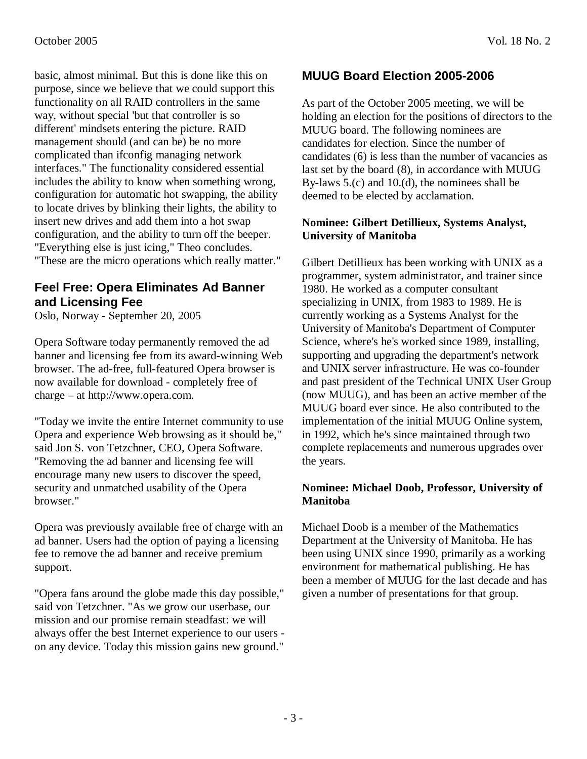basic, almost minimal. But this is done like this on purpose, since we believe that we could support this functionality on all RAID controllers in the same way, without special 'but that controller is so different' mindsets entering the picture. RAID management should (and can be) be no more complicated than ifconfig managing network interfaces." The functionality considered essential includes the ability to know when something wrong, configuration for automatic hot swapping, the ability to locate drives by blinking their lights, the ability to insert new drives and add them into a hot swap configuration, and the ability to turn off the beeper. "Everything else is just icing," Theo concludes. "These are the micro operations which really matter."

## Feel Free: Opera Eliminates Ad Banner and Licensing Fee

Oslo, Norway - September 20, 2005

Opera Software today permanently removed the ad banner and licensing fee from its award-winning Web browser. The ad-free, full-featured Opera browser is now available for download - completely free of charge – at http://www.opera.com.

"Today we invite the entire Internet community to use Opera and experience Web browsing as it should be," said Jon S. von Tetzchner, CEO, Opera Software. "Removing the ad banner and licensing fee will encourage many new users to discover the speed, security and unmatched usability of the Opera browser."

Opera was previously available free of charge with an ad banner. Users had the option of paying a licensing fee to remove the ad banner and receive premium support.

"Opera fans around the globe made this day possible," said von Tetzchner. "As we grow our userbase, our mission and our promise remain steadfast: we will always offer the best Internet experience to our users - on any device. Today this mission gains new ground."

## MUUG Board Election 2005-2006

As part of the October 2005 meeting, we will be holding an election for the positions of directors to the MUUG board. The following nominees are candidates for election. Since the number of candidates (6) is less than the number of vacancies as last set by the board (8), in accordance with MUUG By-laws 5.(c) and 10.(d), the nominees shall be deemed to be elected by acclamation.

**Nominee: Gilbert Detillieux, Systems Analyst, University of Manitoba**

Gilbert Detillieux has been working with UNIX as a programmer, system administrator, and trainer since 1980. He worked as a computer consultant specializing in UNIX, from 1983 to 1989. He is currently working as a Systems Analyst for the University of Manitoba's Department of Computer Science, where's he's worked since 1989, installing, supporting and upgrading the department's network and UNIX server infrastructure. He was co-founder and past president of the Technical UNIX User Group (now MUUG), and has been an active member of the MUUG board ever since. He also contributed to the implementation of the initial MUUG Online system, in 1992, which he's since maintained through two complete replacements and numerous upgrades over the years.

**Nominee: Michael Doob, Professor, University of Manitoba**

Michael Doob is a member of the Mathematics Department at the University of Manitoba. He has been using UNIX since 1990, primarily as a working environment for mathematical publishing. He has been a member of MUUG for the last decade and has given a number of presentations for that group.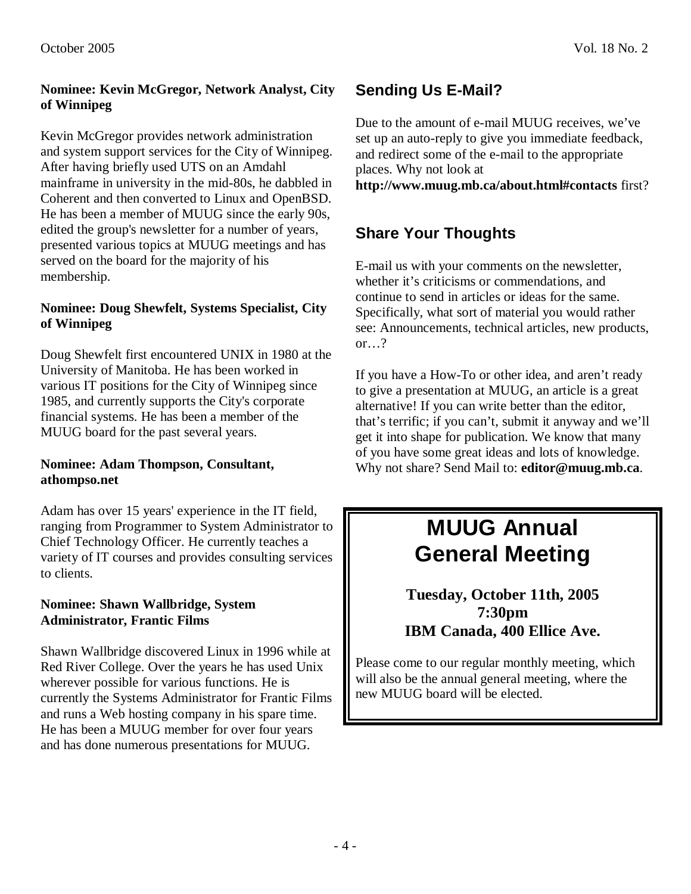**Nominee: Kevin McGregor, Network Analyst, City of Winnipeg**

Kevin McGregor provides network administration and system support services for the City of Winnipeg. After having briefly used UTS on an Amdahl mainframe in university in the mid-80s, he dabbled in Coherent and then converted to Linux and OpenBSD. He has been a member of MUUG since the early 90s, edited the group's newsletter for a number of years, presented various topics at MUUG meetings and has served on the board for the majority of his membership.

**Nominee: Doug Shewfelt, Systems Specialist, City of Winnipeg**

Doug Shewfelt first encountered UNIX in 1980 at the University of Manitoba. He has been worked in various IT positions for the City of Winnipeg since 1985, and currently supports the City's corporate financial systems. He has been a member of the MUUG board for the past several years.

**Nominee: Adam Thompson, Consultant, athompso.net**

Adam has over 15 years' experience in the IT field, ranging from Programmer to System Administrator to Chief Technology Officer. He currently teaches a variety of IT courses and provides consulting services to clients.

**Nominee: Shawn Wallbridge, System Administrator, Frantic Films**

Shawn Wallbridge discovered Linux in 1996 while at Red River College. Over the years he has used Unix wherever possible for various functions. He is currently the Systems Administrator for Frantic Films and runs a Web hosting company in his spare time. He has been a MUUG member for over four years and has done numerous presentations for MUUG.

## Sending Us E-Mail?

Due to the amount of e-mail MUUG receives, we've set up an auto-reply to give you immediate feedback, and redirect some of the e-mail to the appropriate places. Why not look at **http://www.muug.mb.ca/about.html#contacts** first?

## Share Your Thoughts

E-mail us with your comments on the newsletter, whether it's criticisms or commendations, and continue to send in articles or ideas for the same. Specifically, what sort of material you would rather see: Announcements, technical articles, new products, or…?

If you have a How-To or other idea, and aren't ready to give a presentation at MUUG, an article is a great alternative! If you can write better than the editor, that's terrific; if you can't, submit it anyway and we'll get it into shape for publication. We know that many of you have some great ideas and lots of knowledge. Why not share? Send Mail to: **editor@muug.mb.ca**.

# MUUG Annual General Meeting

**Tuesday, October 11th, 2005**
**7:30pm**
**IBM Canada, 400 Ellice Ave.**

Please come to our regular monthly meeting, which will also be the annual general meeting, where the new MUUG board will be elected.